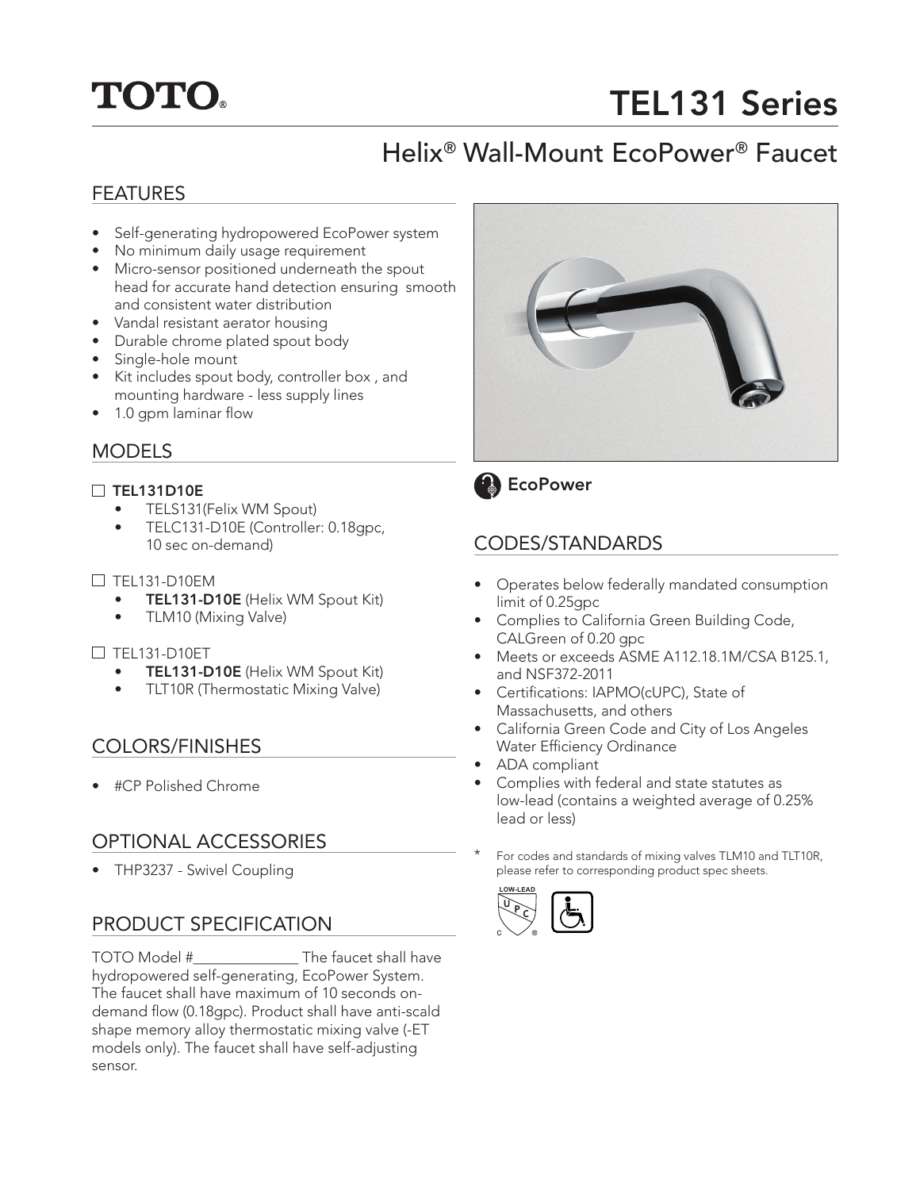# TOTO®

# TEL131 Series

## Helix® Wall-Mount EcoPower® Faucet

### FEATURES

- Self-generating hydropowered EcoPower system
- No minimum daily usage requirement
- Micro-sensor positioned underneath the spout head for accurate hand detection ensuring smooth and consistent water distribution
- Vandal resistant aerator housing
- Durable chrome plated spout body
- Single-hole mount
- Kit includes spout body, controller box , and mounting hardware - less supply lines
- 1.0 gpm laminar flow

### MODELS

☐ **TEL131D10E**

- TELS131(Felix WM Spout)
- TELC131-D10E (Controller: 0.18gpc, 10 sec on-demand)

☐ TEL131-D10EM

- **TEL131-D10E** (Helix WM Spout Kit)
- TLM10 (Mixing Valve)

☐ TEL131-D10ET

- **TEL131-D10E** (Helix WM Spout Kit)
- TLT10R (Thermostatic Mixing Valve)

### COLORS/FINISHES

- #CP Polished Chrome

### OPTIONAL ACCESSORIES

- THP3237 - Swivel Coupling

### PRODUCT SPECIFICATION

TOTO Model #______________ The faucet shall have hydropowered self-generating, EcoPower System. The faucet shall have maximum of 10 seconds on-demand flow (0.18gpc). Product shall have anti-scald shape memory alloy thermostatic mixing valve (-ET models only). The faucet shall have self-adjusting sensor.

**EcoPower**

### CODES/STANDARDS

- Operates below federally mandated consumption limit of 0.25gpc
- Complies to California Green Building Code, CALGreen of 0.20 gpc
- Meets or exceeds ASME A112.18.1M/CSA B125.1, and NSF372-2011
- Certifications: IAPMO(cUPC), State of Massachusetts, and others
- California Green Code and City of Los Angeles Water Efficiency Ordinance
- ADA compliant
- Complies with federal and state statutes as low-lead (contains a weighted average of 0.25% lead or less)

\* For codes and standards of mixing valves TLM10 and TLT10R, please refer to corresponding product spec sheets.

LOW-LEAD cUPC®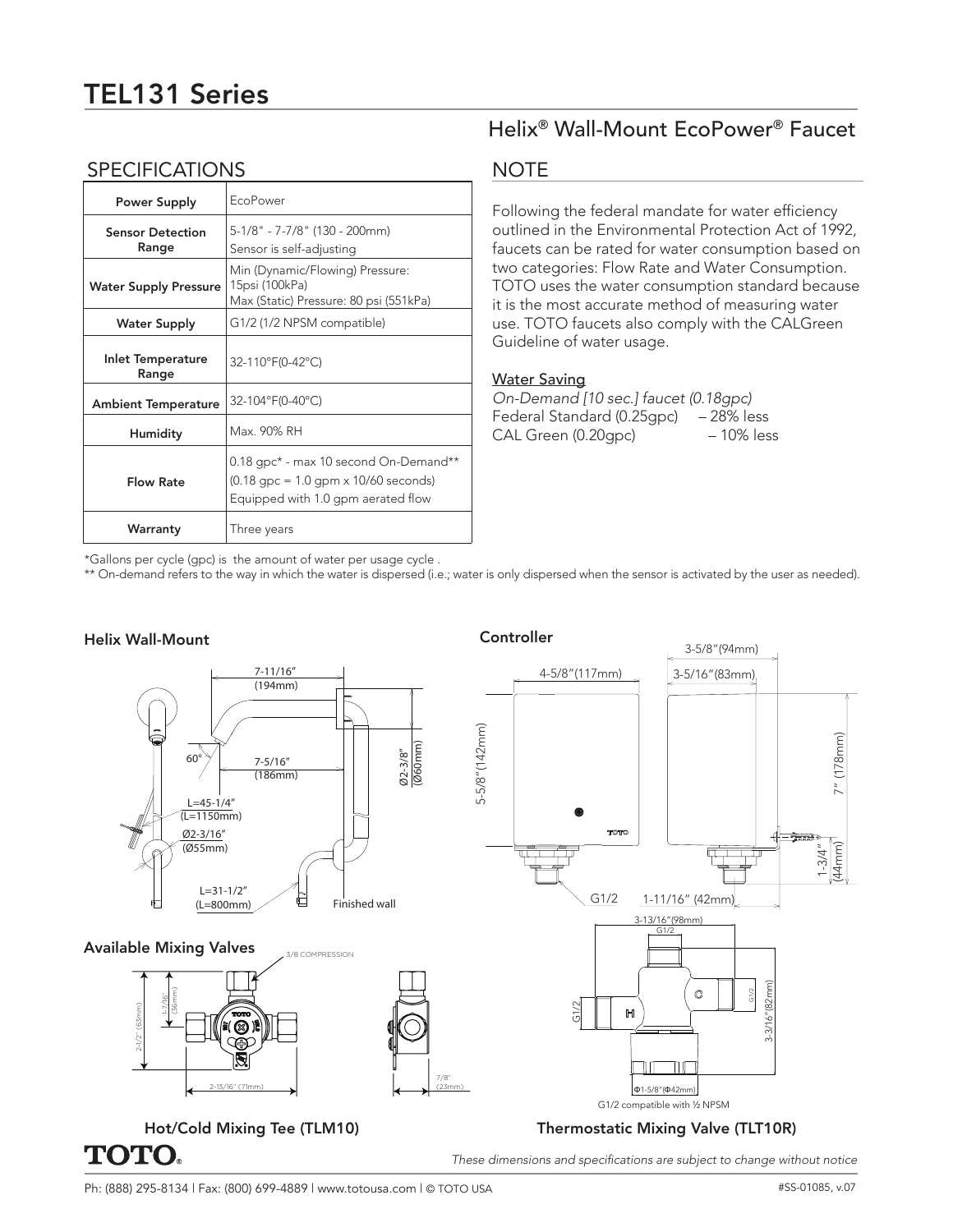# TEL131 Series

## Helix® Wall-Mount EcoPower® Faucet

## SPECIFICATIONS

| | |
|---|---|
| **Power Supply** | EcoPower |
| **Sensor Detection Range** | 5-1/8" - 7-7/8" (130 - 200mm) Sensor is self-adjusting |
| **Water Supply Pressure** | Min (Dynamic/Flowing) Pressure: 15psi (100kPa) Max (Static) Pressure: 80 psi (551kPa) |
| **Water Supply** | G1/2 (1/2 NPSM compatible) |
| **Inlet Temperature Range** | 32-110°F(0-42°C) |
| **Ambient Temperature** | 32-104°F(0-40°C) |
| **Humidity** | Max. 90% RH |
| **Flow Rate** | 0.18 gpc* - max 10 second On-Demand** (0.18 gpc = 1.0 gpm x 10/60 seconds) Equipped with 1.0 gpm aerated flow |
| **Warranty** | Three years |

## NOTE

Following the federal mandate for water efficiency outlined in the Environmental Protection Act of 1992, faucets can be rated for water consumption based on two categories: Flow Rate and Water Consumption. TOTO uses the water consumption standard because it is the most accurate method of measuring water use. TOTO faucets also comply with the CALGreen Guideline of water usage.

**Water Saving**

*On-Demand [10 sec.] faucet (0.18gpc)*
Federal Standard (0.25gpc) – 28% less
CAL Green (0.20gpc) – 10% less

*Gallons per cycle (gpc) is the amount of water per usage cycle .
** On-demand refers to the way in which the water is dispersed (i.e.; water is only dispersed when the sensor is activated by the user as needed).

### Helix Wall-Mount

7-11/16" (194mm)
60°
7-5/16" (186mm)
Ø2-3/8" (Ø60mm)
L=45-1/4" (L=1150mm)
Ø2-3/16" (Ø55mm)
L=31-1/2" (L=800mm)
Finished wall

### Controller

3-5/8"(94mm)
4-5/8"(117mm)
3-5/16"(83mm)
5-5/8"(142mm)
7" (178mm)
1-3/4" (44mm)
G1/2
1-11/16" (42mm)

### Available Mixing Valves

3/8 COMPRESSION
1-7/16" (36mm)
2-1/2" (63mm)
2-13/16" (71mm)
7/8" (23mm)

**Hot/Cold Mixing Tee (TLM10)**

3-13/16"(98mm)
G1/2
G1/2
G1/2
3-3/16"(82mm)
Φ1-5/8"(Φ42mm)
G1/2 compatible with ½ NPSM

**Thermostatic Mixing Valve (TLT10R)**

TOTO

*These dimensions and specifications are subject to change without notice*

Ph: (888) 295-8134 | Fax: (800) 699-4889 | www.totousa.com | © TOTO USA

#SS-01085, v.07